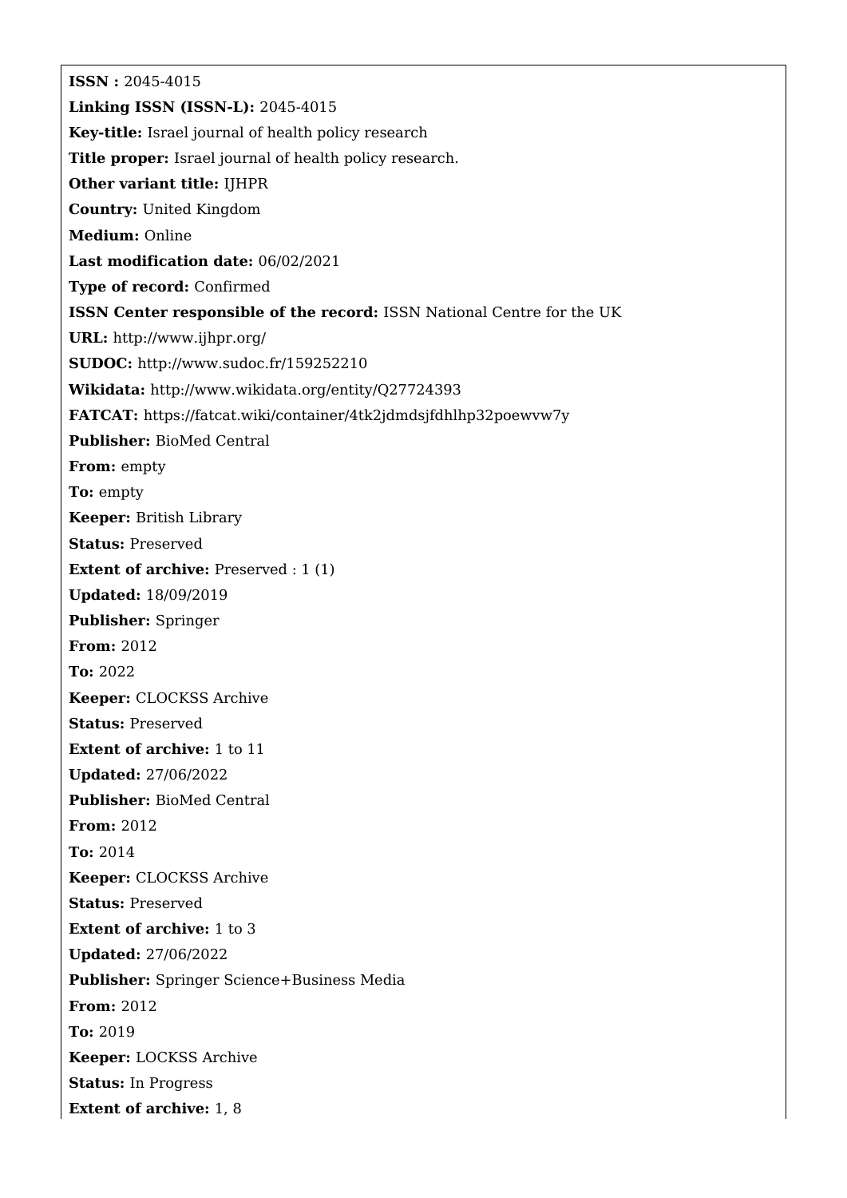**ISSN :** 2045-4015

**Linking ISSN (ISSN-L):** 2045-4015

**Key-title:** Israel journal of health policy research

**Title proper:** Israel journal of health policy research.

**Other variant title:** IJHPR

**Country:** United Kingdom

**Medium:** Online

**Last modification date:** 06/02/2021

**Type of record:** Confirmed

**ISSN Center responsible of the record:** ISSN National Centre for the UK

**URL:** http://www.ijhpr.org/

**SUDOC:** http://www.sudoc.fr/159252210

**Wikidata:** http://www.wikidata.org/entity/Q27724393

**FATCAT:** https://fatcat.wiki/container/4tk2jdmdsjfdhlhp32poewvw7y

**Publisher:** BioMed Central

**From:** empty

**To:** empty

**Keeper:** British Library

**Status:** Preserved

**Extent of archive:** Preserved : 1 (1)

**Updated:** 18/09/2019

**Publisher:** Springer

**From:** 2012

**To:** 2022

**Keeper:** CLOCKSS Archive

**Status:** Preserved

**Extent of archive:** 1 to 11

**Updated:** 27/06/2022

**Publisher:** BioMed Central

**From:** 2012

**To:** 2014

**Keeper:** CLOCKSS Archive

**Status:** Preserved

**Extent of archive:** 1 to 3

**Updated:** 27/06/2022

**Publisher:** Springer Science+Business Media

**From:** 2012

**To:** 2019

**Keeper:** LOCKSS Archive

**Status:** In Progress

**Extent of archive:** 1, 8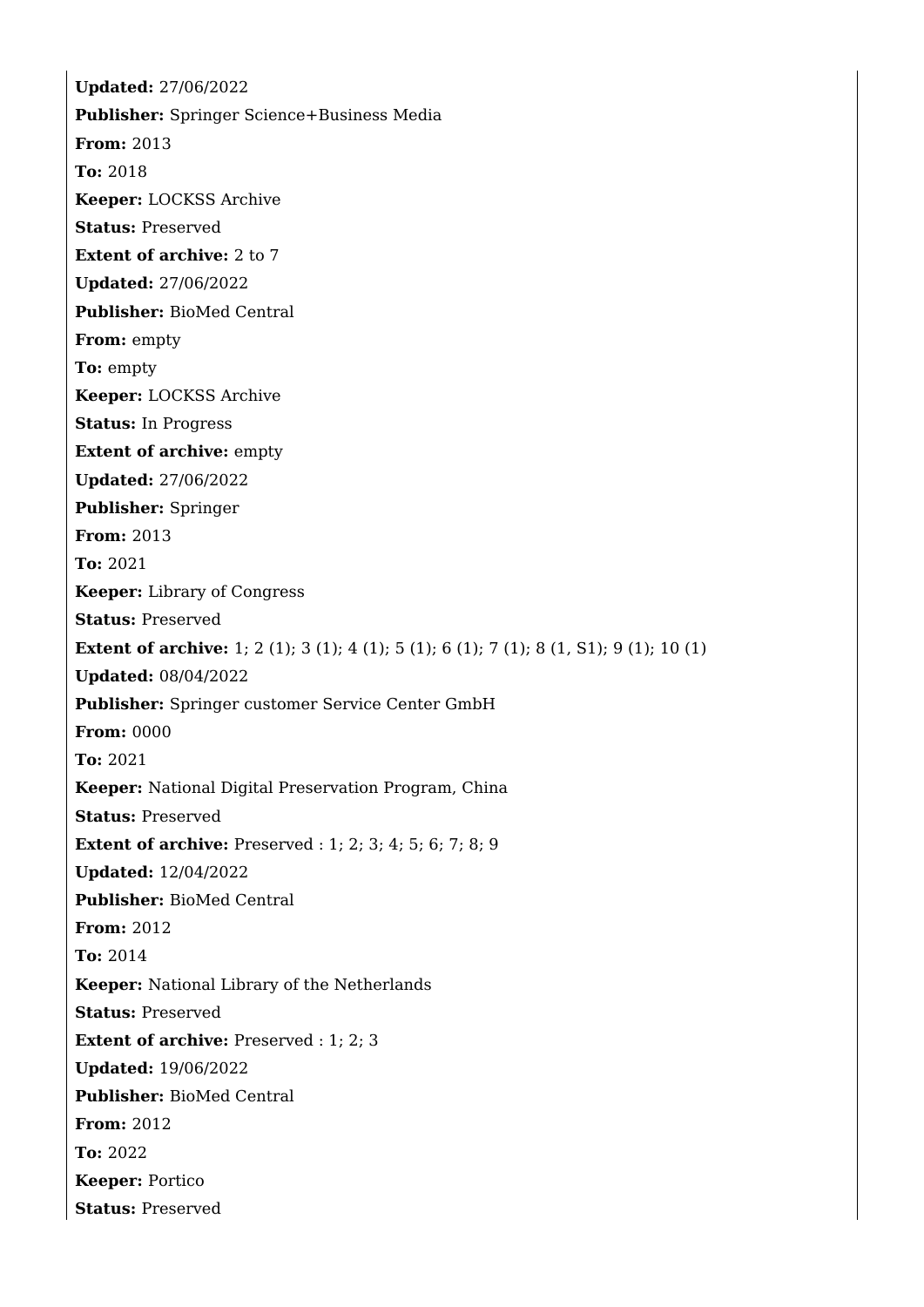**Updated:** 27/06/2022

**Publisher:** Springer Science+Business Media

**From:** 2013

**To:** 2018

**Keeper:** LOCKSS Archive

**Status:** Preserved

**Extent of archive:** 2 to 7

**Updated:** 27/06/2022

**Publisher:** BioMed Central

**From:** empty

**To:** empty

**Keeper:** LOCKSS Archive

**Status:** In Progress

**Extent of archive:** empty

**Updated:** 27/06/2022

**Publisher:** Springer

**From:** 2013

**To:** 2021

**Keeper:** Library of Congress

**Status:** Preserved

**Extent of archive:** 1; 2 (1); 3 (1); 4 (1); 5 (1); 6 (1); 7 (1); 8 (1, S1); 9 (1); 10 (1)

**Updated:** 08/04/2022

**Publisher:** Springer customer Service Center GmbH

**From:** 0000

**To:** 2021

**Keeper:** National Digital Preservation Program, China

**Status:** Preserved

**Extent of archive:** Preserved : 1; 2; 3; 4; 5; 6; 7; 8; 9

**Updated:** 12/04/2022

**Publisher:** BioMed Central

**From:** 2012

**To:** 2014

**Keeper:** National Library of the Netherlands

**Status:** Preserved

**Extent of archive:** Preserved : 1; 2; 3

**Updated:** 19/06/2022

**Publisher:** BioMed Central

**From:** 2012

**To:** 2022

**Keeper:** Portico

**Status:** Preserved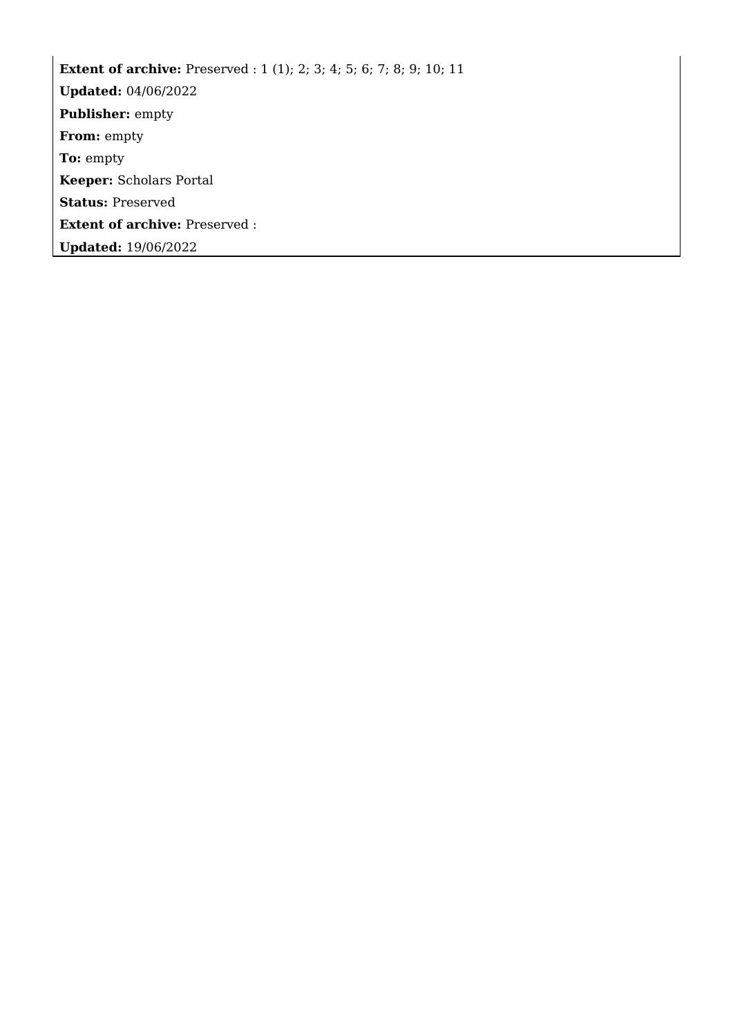**Extent of archive:** Preserved : 1 (1); 2; 3; 4; 5; 6; 7; 8; 9; 10; 11

**Updated:** 04/06/2022

**Publisher:** empty

**From:** empty

**To:** empty

**Keeper:** Scholars Portal

**Status:** Preserved

**Extent of archive:** Preserved :

**Updated:** 19/06/2022